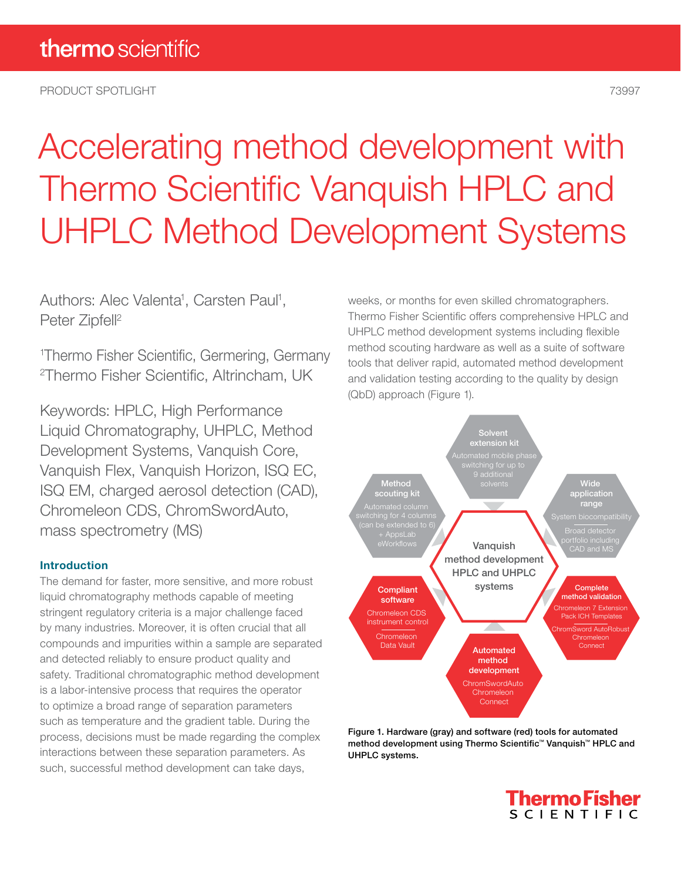PRODUCT SPOTLIGHT 73997

# Accelerating method development with Thermo Scientific Vanquish HPLC and UHPLC Method Development Systems

Authors: Alec Valenta[1], Carsten Paul[1], Peter Zipfell[2]

[1]Thermo Fisher Scientific, Germering, Germany
[2]Thermo Fisher Scientific, Altrincham, UK

Keywords: HPLC, High Performance Liquid Chromatography, UHPLC, Method Development Systems, Vanquish Core, Vanquish Flex, Vanquish Horizon, ISQ EC, ISQ EM, charged aerosol detection (CAD), Chromeleon CDS, ChromSwordAuto, mass spectrometry (MS)

## Introduction

The demand for faster, more sensitive, and more robust liquid chromatography methods capable of meeting stringent regulatory criteria is a major challenge faced by many industries. Moreover, it is often crucial that all compounds and impurities within a sample are separated and detected reliably to ensure product quality and safety. Traditional chromatographic method development is a labor-intensive process that requires the operator to optimize a broad range of separation parameters such as temperature and the gradient table. During the process, decisions must be made regarding the complex interactions between these separation parameters. As such, successful method development can take days, weeks, or months for even skilled chromatographers. Thermo Fisher Scientific offers comprehensive HPLC and UHPLC method development systems including flexible method scouting hardware as well as a suite of software tools that deliver rapid, automated method development and validation testing according to the quality by design (QbD) approach (Figure 1).

Vanquish method development HPLC and UHPLC systems

- **Solvent extension kit**: Automated mobile phase switching for up to 9 additional solvents
- **Wide application range**: System biocompatibility; Broad detector portfolio including CAD and MS
- **Complete method validation**: Chromeleon 7 Extension Pack ICH Templates; ChromSword AutoRobust Chromeleon Connect
- **Automated method development**: ChromSwordAuto Chromeleon Connect
- **Compliant software**: Chromeleon CDS instrument control; Chromeleon Data Vault
- **Method scouting kit**: Automated column switching for 4 columns (can be extended to 6) + AppsLab eWorkflows

Figure 1. Hardware (gray) and software (red) tools for automated method development using Thermo Scientific™ Vanquish™ HPLC and UHPLC systems.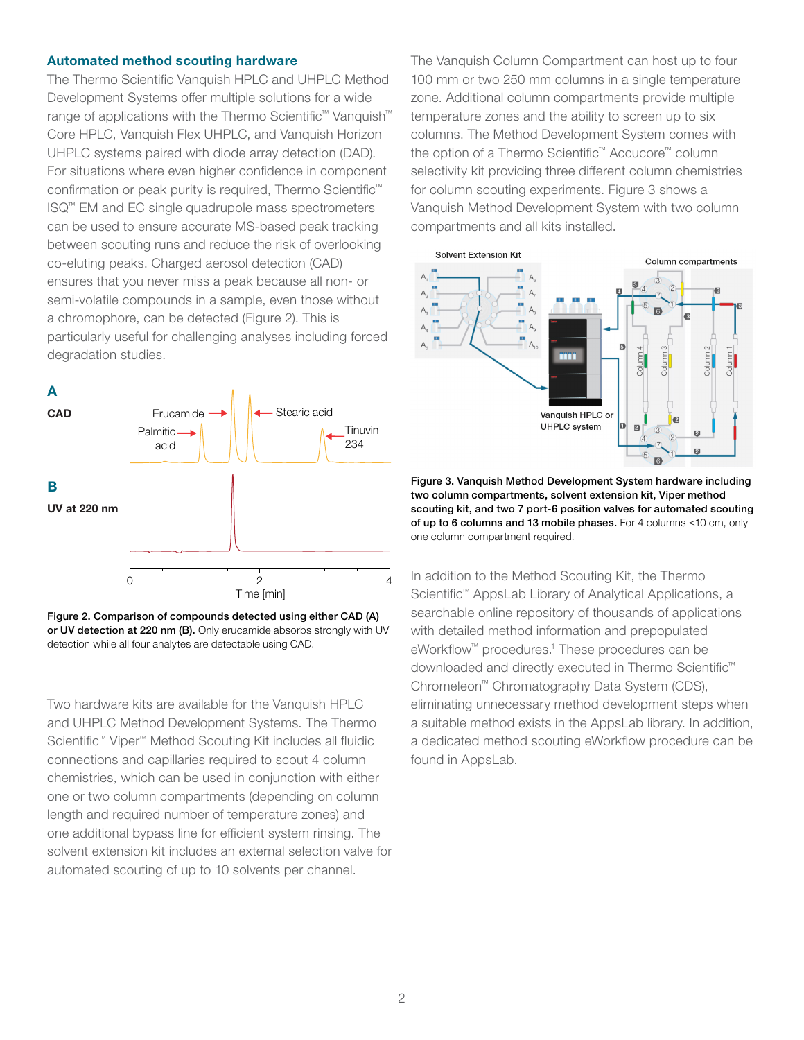## Automated method scouting hardware

The Thermo Scientific Vanquish HPLC and UHPLC Method Development Systems offer multiple solutions for a wide range of applications with the Thermo Scientific™ Vanquish™ Core HPLC, Vanquish Flex UHPLC, and Vanquish Horizon UHPLC systems paired with diode array detection (DAD). For situations where even higher confidence in component confirmation or peak purity is required, Thermo Scientific™ ISQ™ EM and EC single quadrupole mass spectrometers can be used to ensure accurate MS-based peak tracking between scouting runs and reduce the risk of overlooking co-eluting peaks. Charged aerosol detection (CAD) ensures that you never miss a peak because all non- or semi-volatile compounds in a sample, even those without a chromophore, can be detected (Figure 2). This is particularly useful for challenging analyses including forced degradation studies.

**Figure 2. Comparison of compounds detected using either CAD (A) or UV detection at 220 nm (B).** Only erucamide absorbs strongly with UV detection while all four analytes are detectable using CAD.

Two hardware kits are available for the Vanquish HPLC and UHPLC Method Development Systems. The Thermo Scientific™ Viper™ Method Scouting Kit includes all fluidic connections and capillaries required to scout 4 column chemistries, which can be used in conjunction with either one or two column compartments (depending on column length and required number of temperature zones) and one additional bypass line for efficient system rinsing. The solvent extension kit includes an external selection valve for automated scouting of up to 10 solvents per channel.

The Vanquish Column Compartment can host up to four 100 mm or two 250 mm columns in a single temperature zone. Additional column compartments provide multiple temperature zones and the ability to screen up to six columns. The Method Development System comes with the option of a Thermo Scientific™ Accucore™ column selectivity kit providing three different column chemistries for column scouting experiments. Figure 3 shows a Vanquish Method Development System with two column compartments and all kits installed.

**Figure 3. Vanquish Method Development System hardware including two column compartments, solvent extension kit, Viper method scouting kit, and two 7 port-6 position valves for automated scouting of up to 6 columns and 13 mobile phases.** For 4 columns ≤10 cm, only one column compartment required.

In addition to the Method Scouting Kit, the Thermo Scientific™ AppsLab Library of Analytical Applications, a searchable online repository of thousands of applications with detailed method information and prepopulated eWorkflow™ procedures.[1] These procedures can be downloaded and directly executed in Thermo Scientific™ Chromeleon™ Chromatography Data System (CDS), eliminating unnecessary method development steps when a suitable method exists in the AppsLab library. In addition, a dedicated method scouting eWorkflow procedure can be found in AppsLab.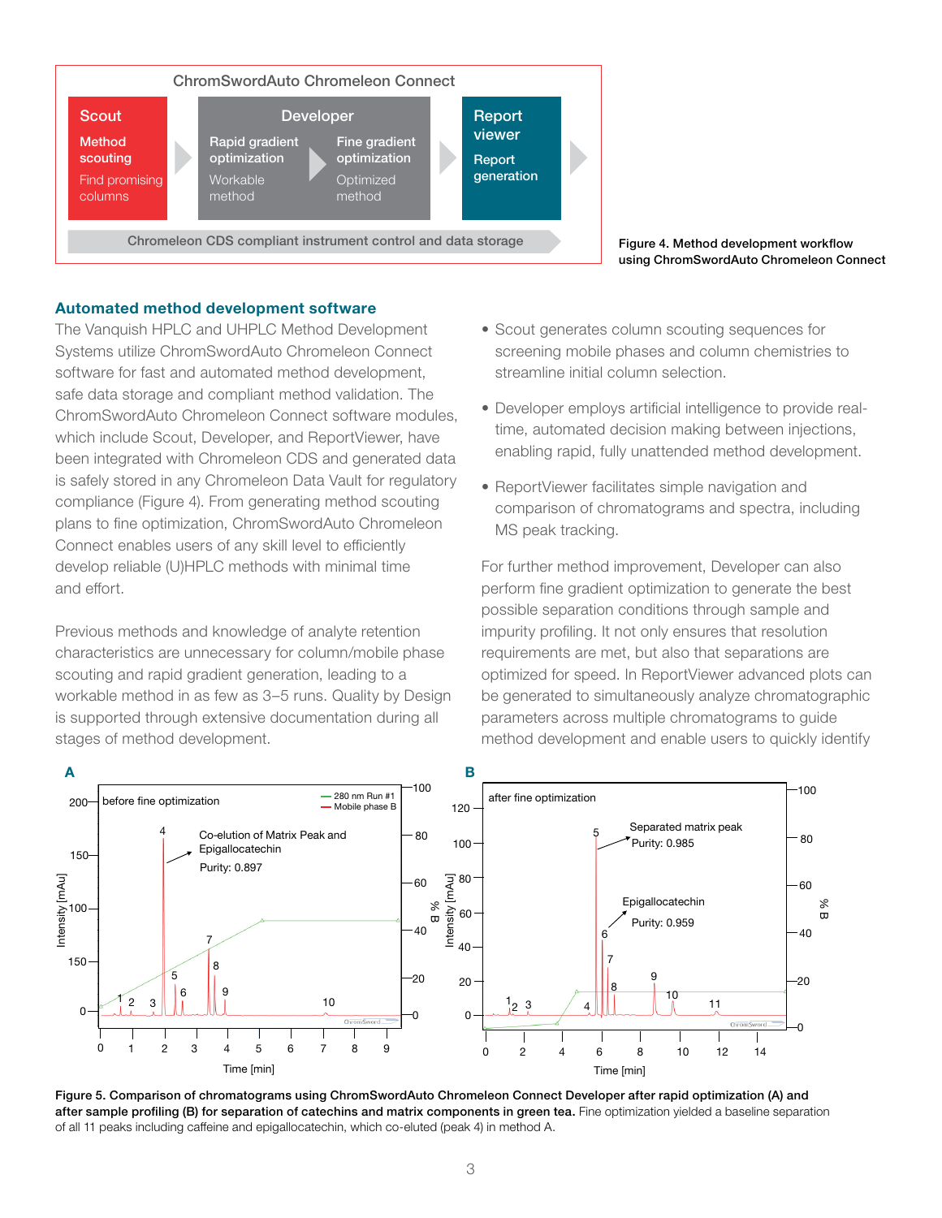Figure 4. Method development workflow using ChromSwordAuto Chromeleon Connect

## Automated method development software

The Vanquish HPLC and UHPLC Method Development Systems utilize ChromSwordAuto Chromeleon Connect software for fast and automated method development, safe data storage and compliant method validation. The ChromSwordAuto Chromeleon Connect software modules, which include Scout, Developer, and ReportViewer, have been integrated with Chromeleon CDS and generated data is safely stored in any Chromeleon Data Vault for regulatory compliance (Figure 4). From generating method scouting plans to fine optimization, ChromSwordAuto Chromeleon Connect enables users of any skill level to efficiently develop reliable (U)HPLC methods with minimal time and effort.

Previous methods and knowledge of analyte retention characteristics are unnecessary for column/mobile phase scouting and rapid gradient generation, leading to a workable method in as few as 3–5 runs. Quality by Design is supported through extensive documentation during all stages of method development.

- Scout generates column scouting sequences for screening mobile phases and column chemistries to streamline initial column selection.
- Developer employs artificial intelligence to provide real-time, automated decision making between injections, enabling rapid, fully unattended method development.
- ReportViewer facilitates simple navigation and comparison of chromatograms and spectra, including MS peak tracking.

For further method improvement, Developer can also perform fine gradient optimization to generate the best possible separation conditions through sample and impurity profiling. It not only ensures that resolution requirements are met, but also that separations are optimized for speed. In ReportViewer advanced plots can be generated to simultaneously analyze chromatographic parameters across multiple chromatograms to guide method development and enable users to quickly identify

**Figure 5. Comparison of chromatograms using ChromSwordAuto Chromeleon Connect Developer after rapid optimization (A) and after sample profiling (B) for separation of catechins and matrix components in green tea.** Fine optimization yielded a baseline separation of all 11 peaks including caffeine and epigallocatechin, which co-eluted (peak 4) in method A.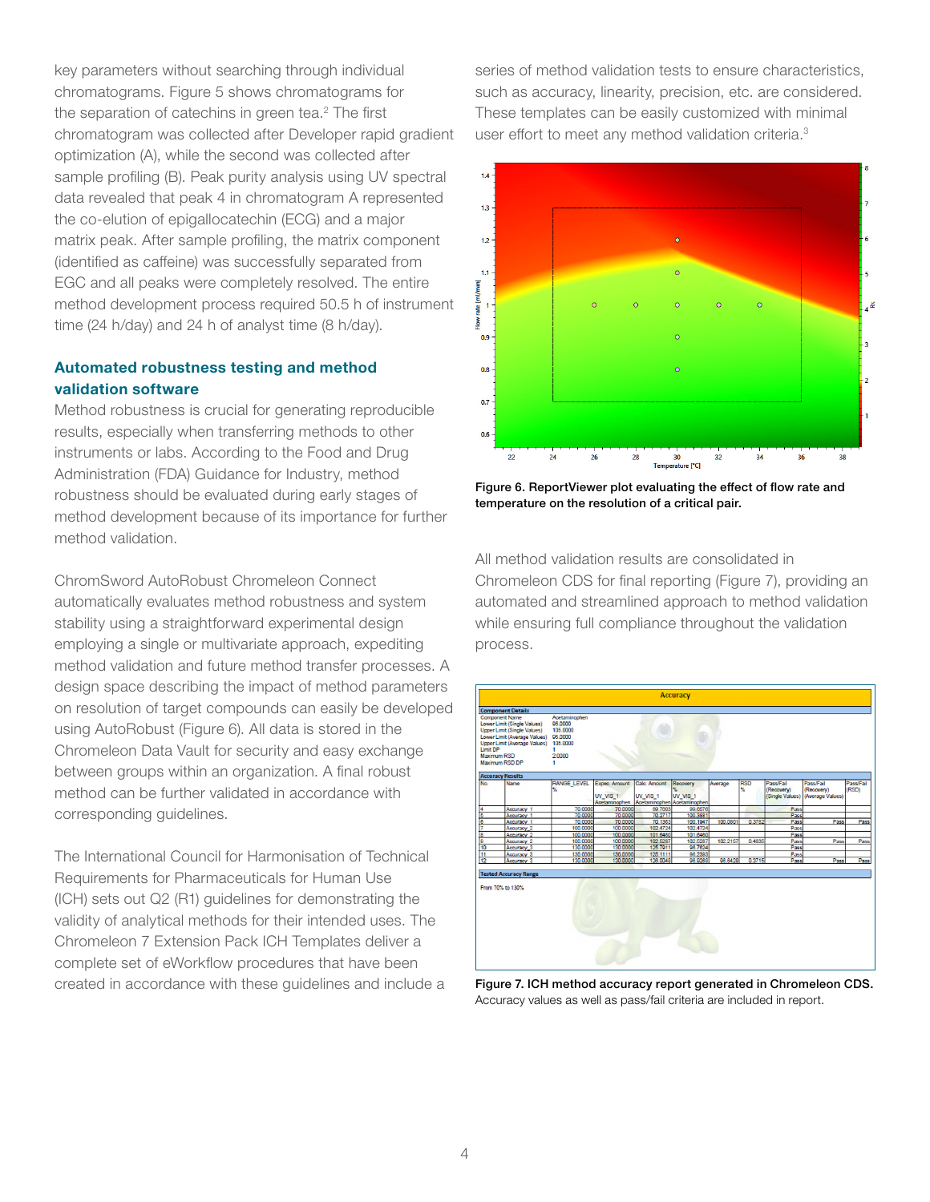key parameters without searching through individual chromatograms. Figure 5 shows chromatograms for the separation of catechins in green tea.[2] The first chromatogram was collected after Developer rapid gradient optimization (A), while the second was collected after sample profiling (B). Peak purity analysis using UV spectral data revealed that peak 4 in chromatogram A represented the co-elution of epigallocatechin (ECG) and a major matrix peak. After sample profiling, the matrix component (identified as caffeine) was successfully separated from EGC and all peaks were completely resolved. The entire method development process required 50.5 h of instrument time (24 h/day) and 24 h of analyst time (8 h/day).

## Automated robustness testing and method validation software

Method robustness is crucial for generating reproducible results, especially when transferring methods to other instruments or labs. According to the Food and Drug Administration (FDA) Guidance for Industry, method robustness should be evaluated during early stages of method development because of its importance for further method validation.

ChromSword AutoRobust Chromeleon Connect automatically evaluates method robustness and system stability using a straightforward experimental design employing a single or multivariate approach, expediting method validation and future method transfer processes. A design space describing the impact of method parameters on resolution of target compounds can easily be developed using AutoRobust (Figure 6). All data is stored in the Chromeleon Data Vault for security and easy exchange between groups within an organization. A final robust method can be further validated in accordance with corresponding guidelines.

The International Council for Harmonisation of Technical Requirements for Pharmaceuticals for Human Use (ICH) sets out Q2 (R1) guidelines for demonstrating the validity of analytical methods for their intended uses. The Chromeleon 7 Extension Pack ICH Templates deliver a complete set of eWorkflow procedures that have been created in accordance with these guidelines and include a series of method validation tests to ensure characteristics, such as accuracy, linearity, precision, etc. are considered. These templates can be easily customized with minimal user effort to meet any method validation criteria.[3]

**Figure 6. ReportViewer plot evaluating the effect of flow rate and temperature on the resolution of a critical pair.**

All method validation results are consolidated in Chromeleon CDS for final reporting (Figure 7), providing an automated and streamlined approach to method validation while ensuring full compliance throughout the validation process.

**Figure 7. ICH method accuracy report generated in Chromeleon CDS.** Accuracy values as well as pass/fail criteria are included in report.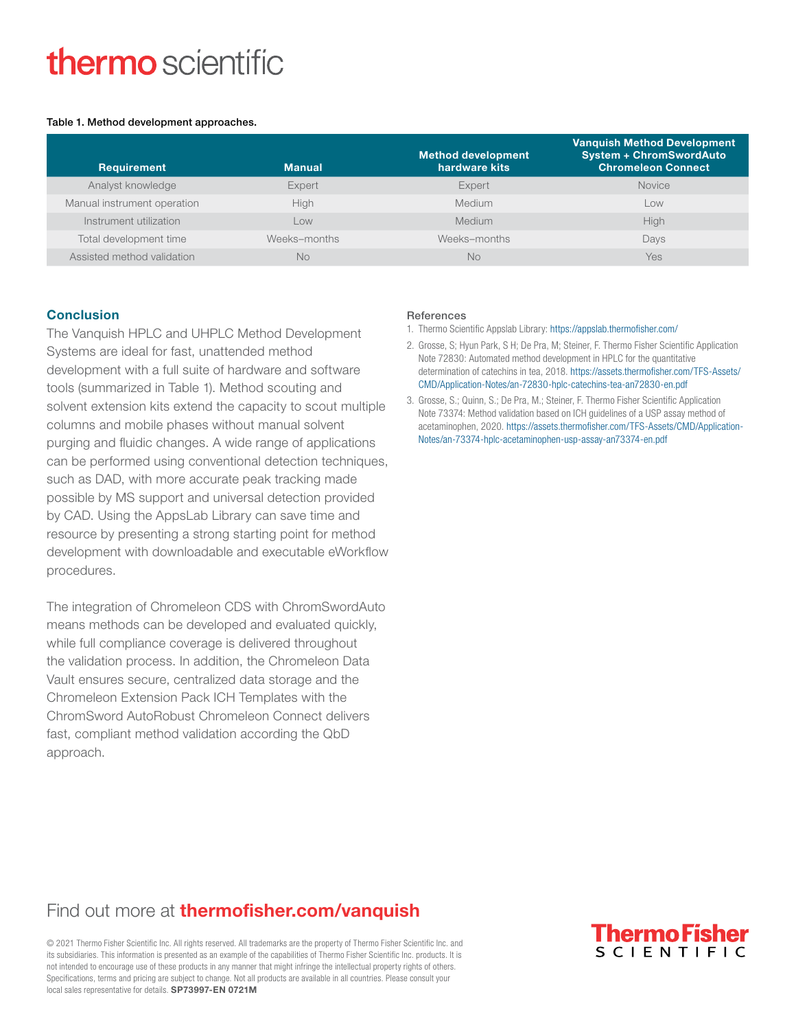Table 1. Method development approaches.

| Requirement | Manual | Method development hardware kits | Vanquish Method Development System + ChromSwordAuto Chromeleon Connect |
|---|---|---|---|
| Analyst knowledge | Expert | Expert | Novice |
| Manual instrument operation | High | Medium | Low |
| Instrument utilization | Low | Medium | High |
| Total development time | Weeks–months | Weeks–months | Days |
| Assisted method validation | No | No | Yes |

## Conclusion

The Vanquish HPLC and UHPLC Method Development Systems are ideal for fast, unattended method development with a full suite of hardware and software tools (summarized in Table 1). Method scouting and solvent extension kits extend the capacity to scout multiple columns and mobile phases without manual solvent purging and fluidic changes. A wide range of applications can be performed using conventional detection techniques, such as DAD, with more accurate peak tracking made possible by MS support and universal detection provided by CAD. Using the AppsLab Library can save time and resource by presenting a strong starting point for method development with downloadable and executable eWorkflow procedures.

The integration of Chromeleon CDS with ChromSwordAuto means methods can be developed and evaluated quickly, while full compliance coverage is delivered throughout the validation process. In addition, the Chromeleon Data Vault ensures secure, centralized data storage and the Chromeleon Extension Pack ICH Templates with the ChromSword AutoRobust Chromeleon Connect delivers fast, compliant method validation according the QbD approach.

### References

1. Thermo Scientific Appslab Library: https://appslab.thermofisher.com/
2. Grosse, S; Hyun Park, S H; De Pra, M; Steiner, F. Thermo Fisher Scientific Application Note 72830: Automated method development in HPLC for the quantitative determination of catechins in tea, 2018. https://assets.thermofisher.com/TFS-Assets/CMD/Application-Notes/an-72830-hplc-catechins-tea-an72830-en.pdf
3. Grosse, S.; Quinn, S.; De Pra, M.; Steiner, F. Thermo Fisher Scientific Application Note 73374: Method validation based on ICH guidelines of a USP assay method of acetaminophen, 2020. https://assets.thermofisher.com/TFS-Assets/CMD/Application-Notes/an-73374-hplc-acetaminophen-usp-assay-an73374-en.pdf

Find out more at **thermofisher.com/vanquish**

© 2021 Thermo Fisher Scientific Inc. All rights reserved. All trademarks are the property of Thermo Fisher Scientific Inc. and its subsidiaries. This information is presented as an example of the capabilities of Thermo Fisher Scientific Inc. products. It is not intended to encourage use of these products in any manner that might infringe the intellectual property rights of others. Specifications, terms and pricing are subject to change. Not all products are available in all countries. Please consult your local sales representative for details. **SP73997-EN 0721M**